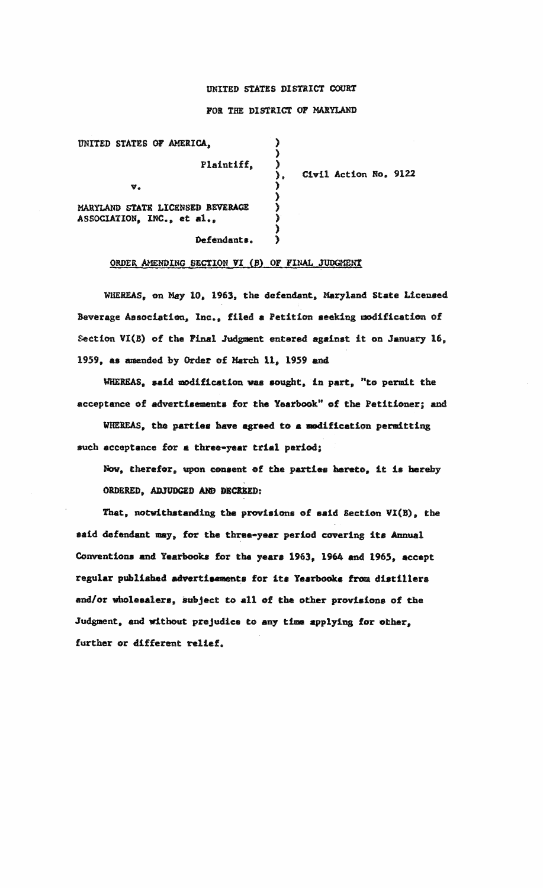UNITED STATES DISTRICT COURT

FOR THE DISTRICT OF MARYLAND

UNITED STATES OF AMERICA,

Plaintiff,

v.

MARYLAND STATE LICENSED BEVERAGE ASSOCIATION, INC., et al.,

Defendants.

Civil Action No. 9122

ORDER AMENDING SECTION VI (B) OF FINAL JUDGMENT

WHEREAS, on May 10, 1963, the defendant, Maryland State Licensed Beverage Association, Inc., filed a Petition seeking modification of Section VI(B) of the Final Judgment entered against it on January 16, 1959, as amended by Order of March 11, 1959 and

WHEREAS, said modification was sought, in part, "to permit the acceptance of advertisements for the Yearbook" of the Petitioner; and

WHEREAS, the parties have agreed to a modification permitting such acceptance for a three-year trial period;

Now, therefor, upon consent of the parties hereto, it is hereby ORDERED, ADJUDGED AND DECREED:

That, notwithstanding the provisions of said Section VI(B), the said defendant may, for the three-year period covering its Annual Conventions and Yearbooks for the years 1963, 1964 and 1965, accept regular published advertisements for its Yearbooks from distillers and/or wholesalers, subject to all of the other provisions of the Judgment, and without prejudice to any time applying for other, further or different relief.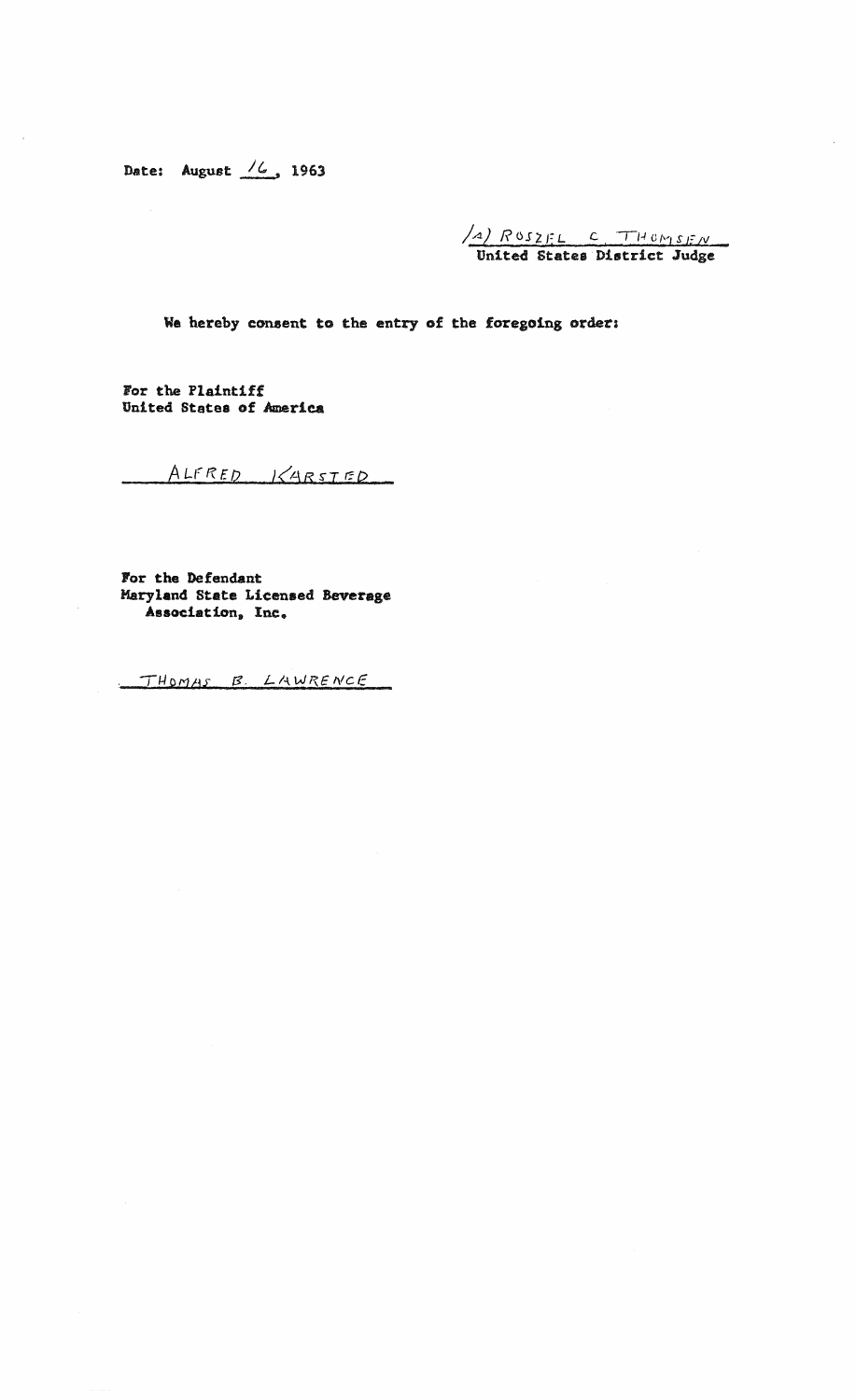Date: August /6, 1963

/s/ ROSZEL C. THOMSEN
United States District Judge

We hereby consent to the entry of the foregoing order:

For the Plaintiff
United States of America

ALFRED KARSTED

For the Defendant
Maryland State Licensed Beverage Association, Inc.

THOMAS B. LAWRENCE